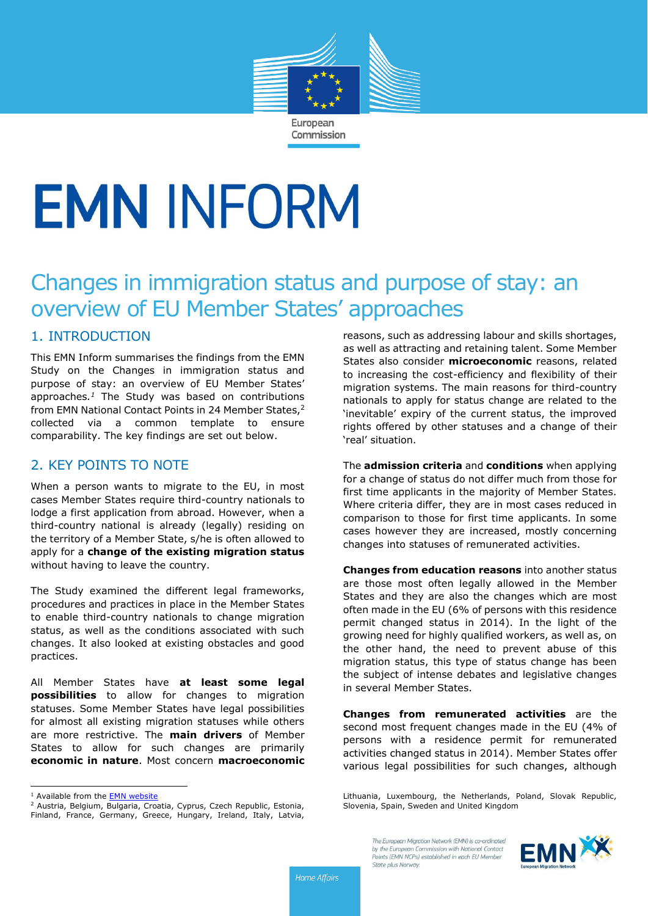# EMN INFORM

## Changes in immigration status and purpose of stay: an overview of EU Member States' approaches

### 1. INTRODUCTION

This EMN Inform summarises the findings from the EMN Study on the Changes in immigration status and purpose of stay: an overview of EU Member States' approaches.[1] The Study was based on contributions from EMN National Contact Points in 24 Member States,[2] collected via a common template to ensure comparability. The key findings are set out below.

### 2. KEY POINTS TO NOTE

When a person wants to migrate to the EU, in most cases Member States require third-country nationals to lodge a first application from abroad. However, when a third-country national is already (legally) residing on the territory of a Member State, s/he is often allowed to apply for a **change of the existing migration status** without having to leave the country.

The Study examined the different legal frameworks, procedures and practices in place in the Member States to enable third-country nationals to change migration status, as well as the conditions associated with such changes. It also looked at existing obstacles and good practices.

All Member States have **at least some legal possibilities** to allow for changes to migration statuses. Some Member States have legal possibilities for almost all existing migration statuses while others are more restrictive. The **main drivers** of Member States to allow for such changes are primarily **economic in nature**. Most concern **macroeconomic** reasons, such as addressing labour and skills shortages, as well as attracting and retaining talent. Some Member States also consider **microeconomic** reasons, related to increasing the cost-efficiency and flexibility of their migration systems. The main reasons for third-country nationals to apply for status change are related to the 'inevitable' expiry of the current status, the improved rights offered by other statuses and a change of their 'real' situation.

The **admission criteria** and **conditions** when applying for a change of status do not differ much from those for first time applicants in the majority of Member States. Where criteria differ, they are in most cases reduced in comparison to those for first time applicants. In some cases however they are increased, mostly concerning changes into statuses of remunerated activities.

**Changes from education reasons** into another status are those most often legally allowed in the Member States and they are also the changes which are most often made in the EU (6% of persons with this residence permit changed status in 2014). In the light of the growing need for highly qualified workers, as well as, on the other hand, the need to prevent abuse of this migration status, this type of status change has been the subject of intense debates and legislative changes in several Member States.

**Changes from remunerated activities** are the second most frequent changes made in the EU (4% of persons with a residence permit for remunerated activities changed status in 2014). Member States offer various legal possibilities for such changes, although

---

[1] Available from the EMN website

[2] Austria, Belgium, Bulgaria, Croatia, Cyprus, Czech Republic, Estonia, Finland, France, Germany, Greece, Hungary, Ireland, Italy, Latvia, Lithuania, Luxembourg, the Netherlands, Poland, Slovak Republic, Slovenia, Spain, Sweden and United Kingdom

The European Migration Network (EMN) is co-ordinated by the European Commission with National Contact Points (EMN NCPs) established in each EU Member State plus Norway.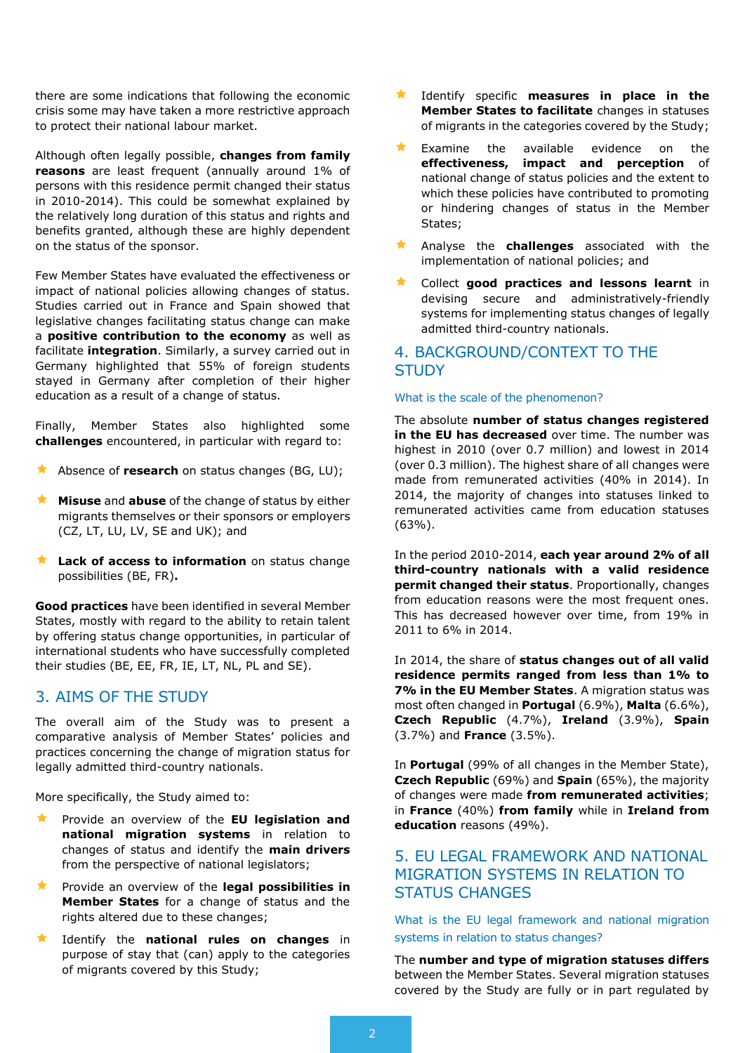there are some indications that following the economic crisis some may have taken a more restrictive approach to protect their national labour market.

Although often legally possible, **changes from family reasons** are least frequent (annually around 1% of persons with this residence permit changed their status in 2010-2014). This could be somewhat explained by the relatively long duration of this status and rights and benefits granted, although these are highly dependent on the status of the sponsor.

Few Member States have evaluated the effectiveness or impact of national policies allowing changes of status. Studies carried out in France and Spain showed that legislative changes facilitating status change can make a **positive contribution to the economy** as well as facilitate **integration**. Similarly, a survey carried out in Germany highlighted that 55% of foreign students stayed in Germany after completion of their higher education as a result of a change of status.

Finally, Member States also highlighted some **challenges** encountered, in particular with regard to:

- Absence of **research** on status changes (BG, LU);
- **Misuse** and **abuse** of the change of status by either migrants themselves or their sponsors or employers (CZ, LT, LU, LV, SE and UK); and
- **Lack of access to information** on status change possibilities (BE, FR)**.**

**Good practices** have been identified in several Member States, mostly with regard to the ability to retain talent by offering status change opportunities, in particular of international students who have successfully completed their studies (BE, EE, FR, IE, LT, NL, PL and SE).

## 3. AIMS OF THE STUDY

The overall aim of the Study was to present a comparative analysis of Member States' policies and practices concerning the change of migration status for legally admitted third-country nationals.

More specifically, the Study aimed to:

- Provide an overview of the **EU legislation and national migration systems** in relation to changes of status and identify the **main drivers** from the perspective of national legislators;
- Provide an overview of the **legal possibilities in Member States** for a change of status and the rights altered due to these changes;
- Identify the **national rules on changes** in purpose of stay that (can) apply to the categories of migrants covered by this Study;
- Identify specific **measures in place in the Member States to facilitate** changes in statuses of migrants in the categories covered by the Study;
- Examine the available evidence on the **effectiveness, impact and perception** of national change of status policies and the extent to which these policies have contributed to promoting or hindering changes of status in the Member States;
- Analyse the **challenges** associated with the implementation of national policies; and
- Collect **good practices and lessons learnt** in devising secure and administratively-friendly systems for implementing status changes of legally admitted third-country nationals.

## 4. BACKGROUND/CONTEXT TO THE STUDY

### What is the scale of the phenomenon?

The absolute **number of status changes registered in the EU has decreased** over time. The number was highest in 2010 (over 0.7 million) and lowest in 2014 (over 0.3 million). The highest share of all changes were made from remunerated activities (40% in 2014). In 2014, the majority of changes into statuses linked to remunerated activities came from education statuses (63%).

In the period 2010-2014, **each year around 2% of all third-country nationals with a valid residence permit changed their status**. Proportionally, changes from education reasons were the most frequent ones. This has decreased however over time, from 19% in 2011 to 6% in 2014.

In 2014, the share of **status changes out of all valid residence permits ranged from less than 1% to 7% in the EU Member States**. A migration status was most often changed in **Portugal** (6.9%), **Malta** (6.6%), **Czech Republic** (4.7%), **Ireland** (3.9%), **Spain** (3.7%) and **France** (3.5%).

In **Portugal** (99% of all changes in the Member State), **Czech Republic** (69%) and **Spain** (65%), the majority of changes were made **from remunerated activities**; in **France** (40%) **from family** while in **Ireland from education** reasons (49%).

## 5. EU LEGAL FRAMEWORK AND NATIONAL MIGRATION SYSTEMS IN RELATION TO STATUS CHANGES

### What is the EU legal framework and national migration systems in relation to status changes?

The **number and type of migration statuses differs** between the Member States. Several migration statuses covered by the Study are fully or in part regulated by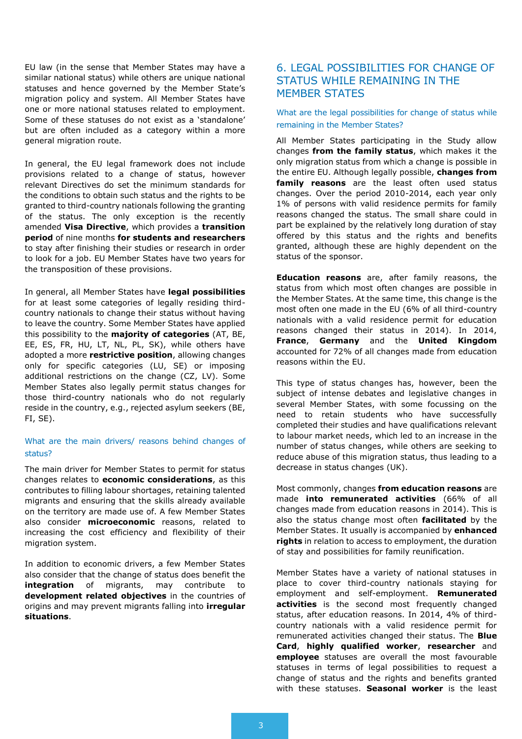EU law (in the sense that Member States may have a similar national status) while others are unique national statuses and hence governed by the Member State's migration policy and system. All Member States have one or more national statuses related to employment. Some of these statuses do not exist as a 'standalone' but are often included as a category within a more general migration route.

In general, the EU legal framework does not include provisions related to a change of status, however relevant Directives do set the minimum standards for the conditions to obtain such status and the rights to be granted to third-country nationals following the granting of the status. The only exception is the recently amended **Visa Directive**, which provides a **transition period** of nine months **for students and researchers** to stay after finishing their studies or research in order to look for a job. EU Member States have two years for the transposition of these provisions.

In general, all Member States have **legal possibilities** for at least some categories of legally residing third-country nationals to change their status without having to leave the country. Some Member States have applied this possibility to the **majority of categories** (AT, BE, EE, ES, FR, HU, LT, NL, PL, SK), while others have adopted a more **restrictive position**, allowing changes only for specific categories (LU, SE) or imposing additional restrictions on the change (CZ, LV). Some Member States also legally permit status changes for those third-country nationals who do not regularly reside in the country, e.g., rejected asylum seekers (BE, FI, SE).

### What are the main drivers/ reasons behind changes of status?

The main driver for Member States to permit for status changes relates to **economic considerations**, as this contributes to filling labour shortages, retaining talented migrants and ensuring that the skills already available on the territory are made use of. A few Member States also consider **microeconomic** reasons, related to increasing the cost efficiency and flexibility of their migration system.

In addition to economic drivers, a few Member States also consider that the change of status does benefit the **integration** of migrants, may contribute to **development related objectives** in the countries of origins and may prevent migrants falling into **irregular situations**.

## 6. LEGAL POSSIBILITIES FOR CHANGE OF STATUS WHILE REMAINING IN THE MEMBER STATES

### What are the legal possibilities for change of status while remaining in the Member States?

All Member States participating in the Study allow changes **from the family status**, which makes it the only migration status from which a change is possible in the entire EU. Although legally possible, **changes from family reasons** are the least often used status changes. Over the period 2010-2014, each year only 1% of persons with valid residence permits for family reasons changed the status. The small share could in part be explained by the relatively long duration of stay offered by this status and the rights and benefits granted, although these are highly dependent on the status of the sponsor.

**Education reasons** are, after family reasons, the status from which most often changes are possible in the Member States. At the same time, this change is the most often one made in the EU (6% of all third-country nationals with a valid residence permit for education reasons changed their status in 2014). In 2014, **France**, **Germany** and the **United Kingdom** accounted for 72% of all changes made from education reasons within the EU.

This type of status changes has, however, been the subject of intense debates and legislative changes in several Member States, with some focussing on the need to retain students who have successfully completed their studies and have qualifications relevant to labour market needs, which led to an increase in the number of status changes, while others are seeking to reduce abuse of this migration status, thus leading to a decrease in status changes (UK).

Most commonly, changes **from education reasons** are made **into remunerated activities** (66% of all changes made from education reasons in 2014). This is also the status change most often **facilitated** by the Member States. It usually is accompanied by **enhanced rights** in relation to access to employment, the duration of stay and possibilities for family reunification.

Member States have a variety of national statuses in place to cover third-country nationals staying for employment and self-employment. **Remunerated activities** is the second most frequently changed status, after education reasons. In 2014, 4% of third-country nationals with a valid residence permit for remunerated activities changed their status. The **Blue Card**, **highly qualified worker**, **researcher** and **employee** statuses are overall the most favourable statuses in terms of legal possibilities to request a change of status and the rights and benefits granted with these statuses. **Seasonal worker** is the least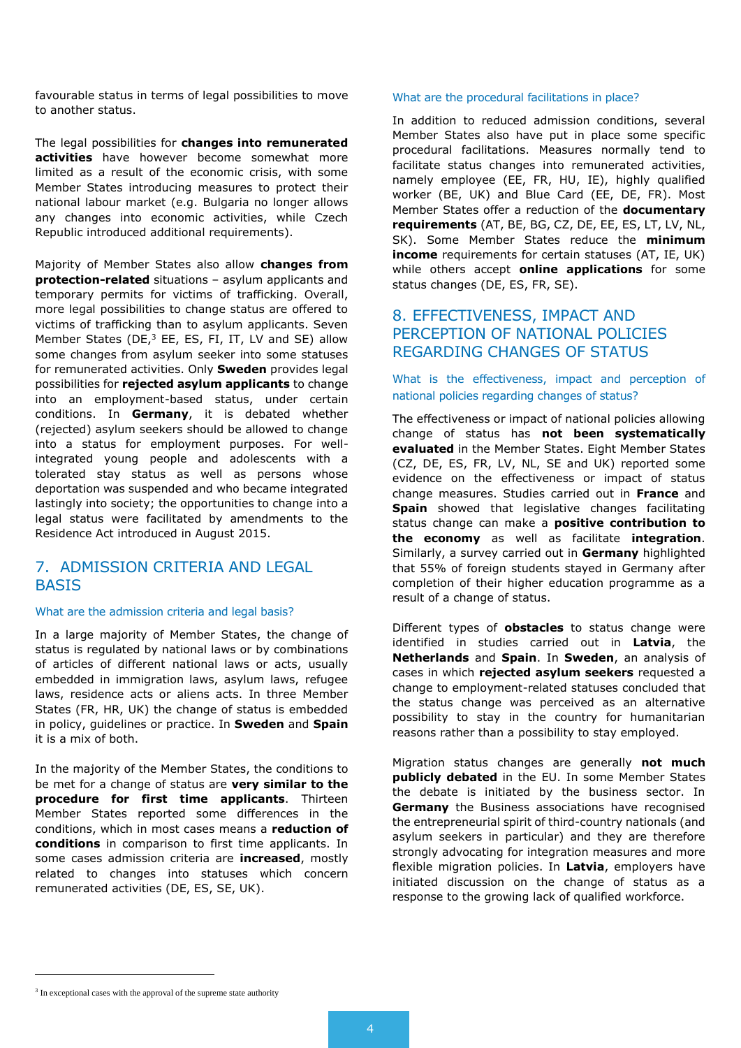favourable status in terms of legal possibilities to move to another status.

The legal possibilities for **changes into remunerated activities** have however become somewhat more limited as a result of the economic crisis, with some Member States introducing measures to protect their national labour market (e.g. Bulgaria no longer allows any changes into economic activities, while Czech Republic introduced additional requirements).

Majority of Member States also allow **changes from protection-related** situations – asylum applicants and temporary permits for victims of trafficking. Overall, more legal possibilities to change status are offered to victims of trafficking than to asylum applicants. Seven Member States (DE,[3] EE, ES, FI, IT, LV and SE) allow some changes from asylum seeker into some statuses for remunerated activities. Only **Sweden** provides legal possibilities for **rejected asylum applicants** to change into an employment-based status, under certain conditions. In **Germany**, it is debated whether (rejected) asylum seekers should be allowed to change into a status for employment purposes. For well-integrated young people and adolescents with a tolerated stay status as well as persons whose deportation was suspended and who became integrated lastingly into society; the opportunities to change into a legal status were facilitated by amendments to the Residence Act introduced in August 2015.

## 7. ADMISSION CRITERIA AND LEGAL BASIS

### What are the admission criteria and legal basis?

In a large majority of Member States, the change of status is regulated by national laws or by combinations of articles of different national laws or acts, usually embedded in immigration laws, asylum laws, refugee laws, residence acts or aliens acts. In three Member States (FR, HR, UK) the change of status is embedded in policy, guidelines or practice. In **Sweden** and **Spain** it is a mix of both.

In the majority of the Member States, the conditions to be met for a change of status are **very similar to the procedure for first time applicants**. Thirteen Member States reported some differences in the conditions, which in most cases means a **reduction of conditions** in comparison to first time applicants. In some cases admission criteria are **increased**, mostly related to changes into statuses which concern remunerated activities (DE, ES, SE, UK).

### What are the procedural facilitations in place?

In addition to reduced admission conditions, several Member States also have put in place some specific procedural facilitations. Measures normally tend to facilitate status changes into remunerated activities, namely employee (EE, FR, HU, IE), highly qualified worker (BE, UK) and Blue Card (EE, DE, FR). Most Member States offer a reduction of the **documentary requirements** (AT, BE, BG, CZ, DE, EE, ES, LT, LV, NL, SK). Some Member States reduce the **minimum income** requirements for certain statuses (AT, IE, UK) while others accept **online applications** for some status changes (DE, ES, FR, SE).

## 8. EFFECTIVENESS, IMPACT AND PERCEPTION OF NATIONAL POLICIES REGARDING CHANGES OF STATUS

### What is the effectiveness, impact and perception of national policies regarding changes of status?

The effectiveness or impact of national policies allowing change of status has **not been systematically evaluated** in the Member States. Eight Member States (CZ, DE, ES, FR, LV, NL, SE and UK) reported some evidence on the effectiveness or impact of status change measures. Studies carried out in **France** and **Spain** showed that legislative changes facilitating status change can make a **positive contribution to the economy** as well as facilitate **integration**. Similarly, a survey carried out in **Germany** highlighted that 55% of foreign students stayed in Germany after completion of their higher education programme as a result of a change of status.

Different types of **obstacles** to status change were identified in studies carried out in **Latvia**, the **Netherlands** and **Spain**. In **Sweden**, an analysis of cases in which **rejected asylum seekers** requested a change to employment-related statuses concluded that the status change was perceived as an alternative possibility to stay in the country for humanitarian reasons rather than a possibility to stay employed.

Migration status changes are generally **not much publicly debated** in the EU. In some Member States the debate is initiated by the business sector. In **Germany** the Business associations have recognised the entrepreneurial spirit of third-country nationals (and asylum seekers in particular) and they are therefore strongly advocating for integration measures and more flexible migration policies. In **Latvia**, employers have initiated discussion on the change of status as a response to the growing lack of qualified workforce.

---

[3] In exceptional cases with the approval of the supreme state authority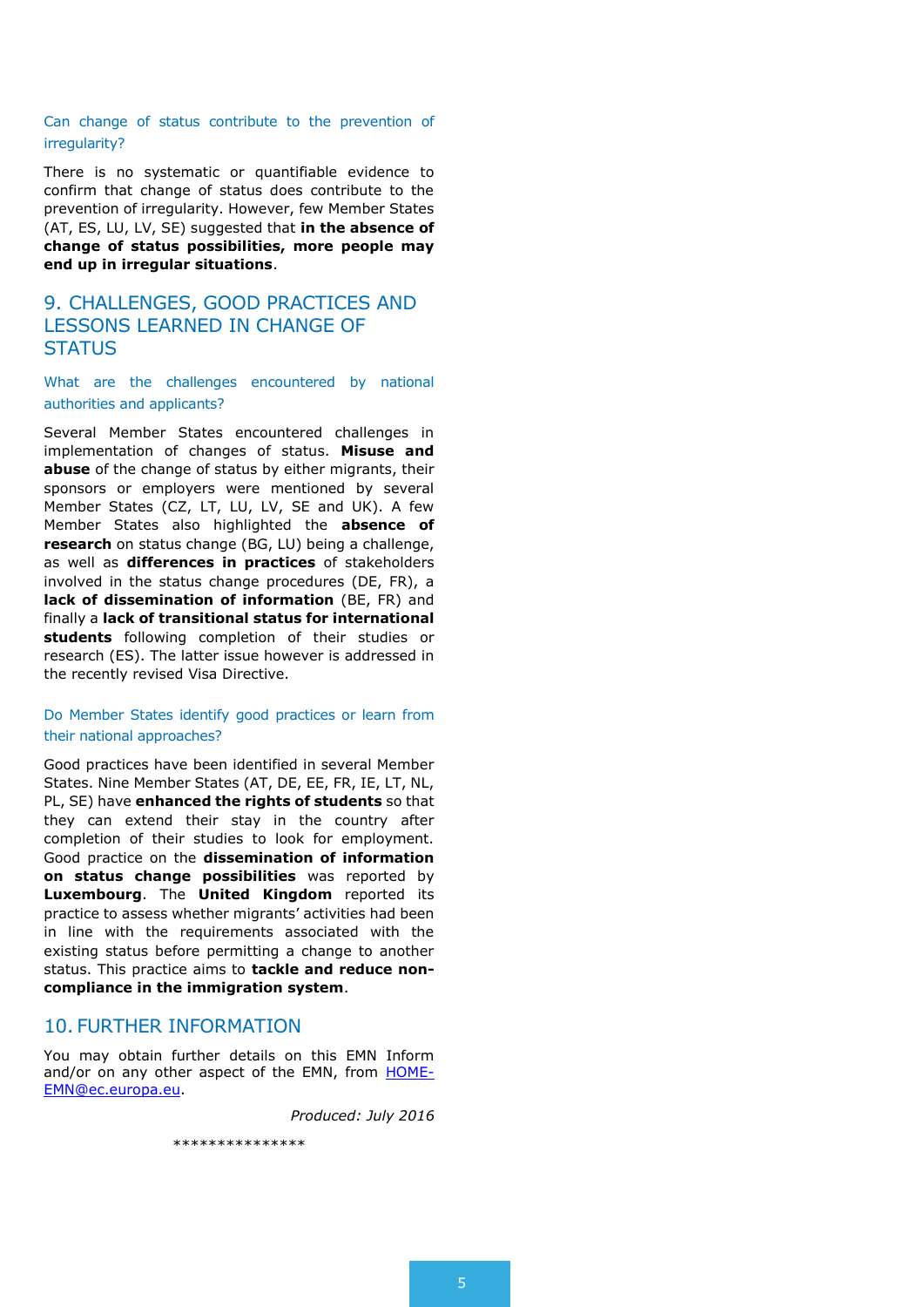### Can change of status contribute to the prevention of irregularity?

There is no systematic or quantifiable evidence to confirm that change of status does contribute to the prevention of irregularity. However, few Member States (AT, ES, LU, LV, SE) suggested that **in the absence of change of status possibilities, more people may end up in irregular situations**.

## 9. CHALLENGES, GOOD PRACTICES AND LESSONS LEARNED IN CHANGE OF STATUS

### What are the challenges encountered by national authorities and applicants?

Several Member States encountered challenges in implementation of changes of status. **Misuse and abuse** of the change of status by either migrants, their sponsors or employers were mentioned by several Member States (CZ, LT, LU, LV, SE and UK). A few Member States also highlighted the **absence of research** on status change (BG, LU) being a challenge, as well as **differences in practices** of stakeholders involved in the status change procedures (DE, FR), a **lack of dissemination of information** (BE, FR) and finally a **lack of transitional status for international students** following completion of their studies or research (ES). The latter issue however is addressed in the recently revised Visa Directive.

### Do Member States identify good practices or learn from their national approaches?

Good practices have been identified in several Member States. Nine Member States (AT, DE, EE, FR, IE, LT, NL, PL, SE) have **enhanced the rights of students** so that they can extend their stay in the country after completion of their studies to look for employment. Good practice on the **dissemination of information on status change possibilities** was reported by **Luxembourg**. The **United Kingdom** reported its practice to assess whether migrants' activities had been in line with the requirements associated with the existing status before permitting a change to another status. This practice aims to **tackle and reduce non-compliance in the immigration system**.

## 10. FURTHER INFORMATION

You may obtain further details on this EMN Inform and/or on any other aspect of the EMN, from [HOME-EMN@ec.europa.eu](mailto:HOME-EMN@ec.europa.eu).

*Produced: July 2016*

***************